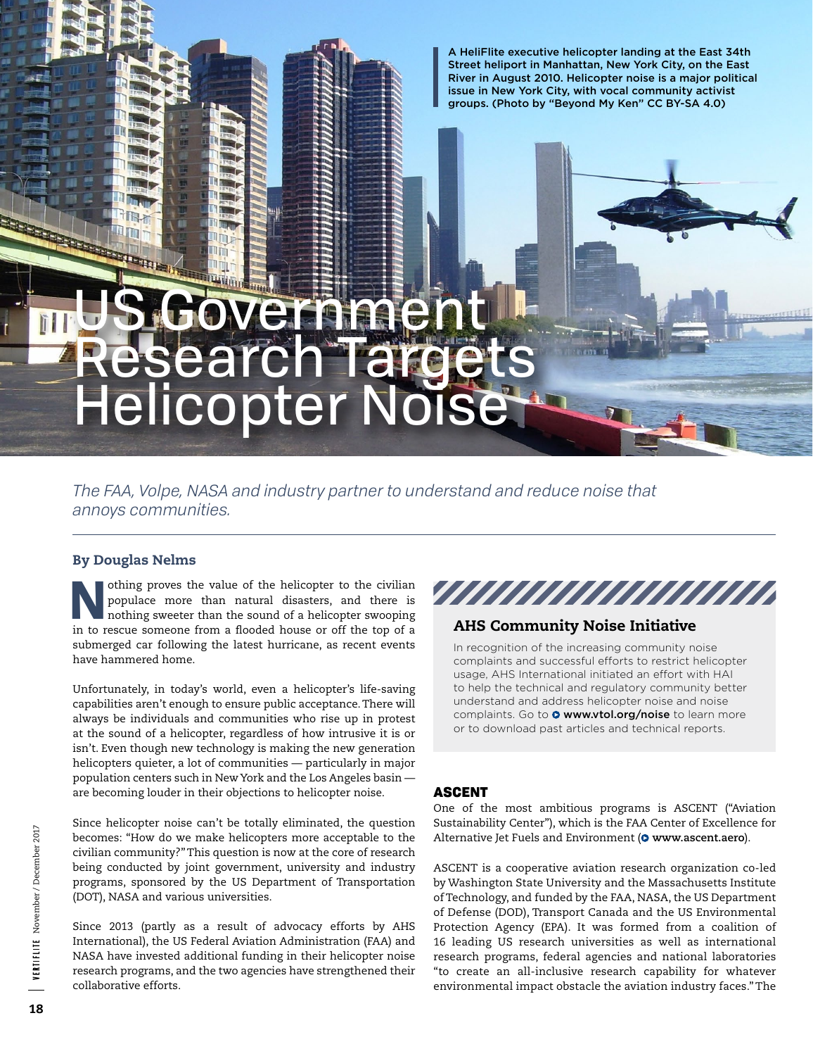# US Government Research Targets Helicopter Noise

A HeliFlite executive helicopter landing at the East 34th Street heliport in Manhattan, New York City, on the East River in August 2010. Helicopter noise is a major political issue in New York City, with vocal community activist groups. (Photo by "Beyond My Ken" CC BY-SA 4.0)

*The FAA, Volpe, NASA and industry partner to understand and reduce noise that annoys communities.*

**By Douglas Nelms**

Nothing proves the value of the helicopter to the civilian populace more than natural disasters, and there is nothing sweeter than the sound of a helicopter swooping in to rescue someone from a flooded house or off the top of a submerged car following the latest hurricane, as recent events have hammered home.

Unfortunately, in today's world, even a helicopter's life-saving capabilities aren't enough to ensure public acceptance. There will always be individuals and communities who rise up in protest at the sound of a helicopter, regardless of how intrusive it is or isn't. Even though new technology is making the new generation helicopters quieter, a lot of communities — particularly in major population centers such in New York and the Los Angeles basin — are becoming louder in their objections to helicopter noise.

Since helicopter noise can't be totally eliminated, the question becomes: "How do we make helicopters more acceptable to the civilian community?" This question is now at the core of research being conducted by joint government, university and industry programs, sponsored by the US Department of Transportation (DOT), NASA and various universities.

Since 2013 (partly as a result of advocacy efforts by AHS International), the US Federal Aviation Administration (FAA) and NASA have invested additional funding in their helicopter noise research programs, and the two agencies have strengthened their collaborative efforts.

## AHS Community Noise Initiative

In recognition of the increasing community noise complaints and successful efforts to restrict helicopter usage, AHS International initiated an effort with HAI to help the technical and regulatory community better understand and address helicopter noise and noise complaints. Go to **www.vtol.org/noise** to learn more or to download past articles and technical reports.

### ASCENT

One of the most ambitious programs is ASCENT ("Aviation Sustainability Center"), which is the FAA Center of Excellence for Alternative Jet Fuels and Environment (**www.ascent.aero**).

ASCENT is a cooperative aviation research organization co-led by Washington State University and the Massachusetts Institute of Technology, and funded by the FAA, NASA, the US Department of Defense (DOD), Transport Canada and the US Environmental Protection Agency (EPA). It was formed from a coalition of 16 leading US research universities as well as international research programs, federal agencies and national laboratories "to create an all-inclusive research capability for whatever environmental impact obstacle the aviation industry faces." The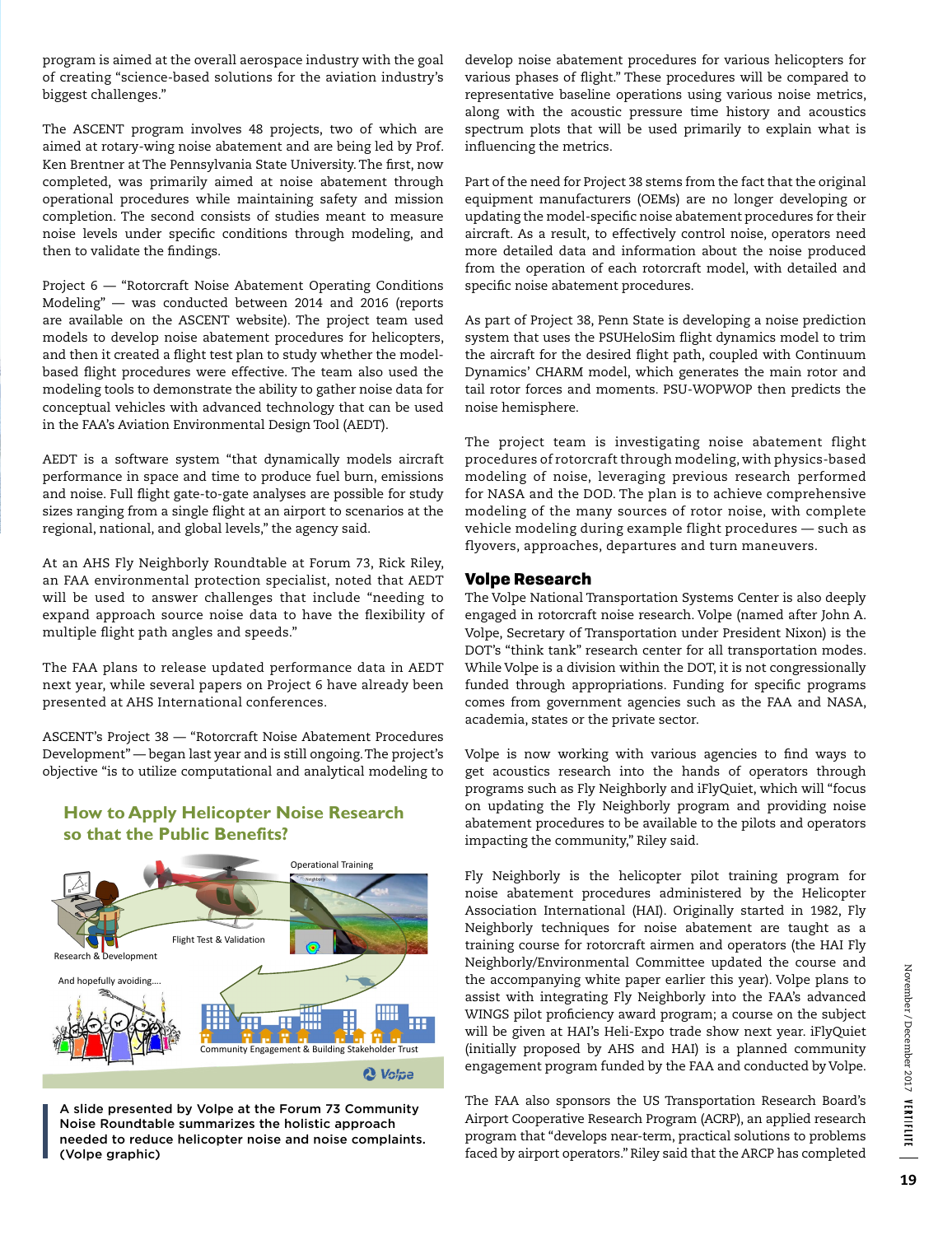program is aimed at the overall aerospace industry with the goal of creating "science-based solutions for the aviation industry's biggest challenges."

The ASCENT program involves 48 projects, two of which are aimed at rotary-wing noise abatement and are being led by Prof. Ken Brentner at The Pennsylvania State University. The first, now completed, was primarily aimed at noise abatement through operational procedures while maintaining safety and mission completion. The second consists of studies meant to measure noise levels under specific conditions through modeling, and then to validate the findings.

Project 6 — "Rotorcraft Noise Abatement Operating Conditions Modeling" — was conducted between 2014 and 2016 (reports are available on the ASCENT website). The project team used models to develop noise abatement procedures for helicopters, and then it created a flight test plan to study whether the model-based flight procedures were effective. The team also used the modeling tools to demonstrate the ability to gather noise data for conceptual vehicles with advanced technology that can be used in the FAA's Aviation Environmental Design Tool (AEDT).

AEDT is a software system "that dynamically models aircraft performance in space and time to produce fuel burn, emissions and noise. Full flight gate-to-gate analyses are possible for study sizes ranging from a single flight at an airport to scenarios at the regional, national, and global levels," the agency said.

At an AHS Fly Neighborly Roundtable at Forum 73, Rick Riley, an FAA environmental protection specialist, noted that AEDT will be used to answer challenges that include "needing to expand approach source noise data to have the flexibility of multiple flight path angles and speeds."

The FAA plans to release updated performance data in AEDT next year, while several papers on Project 6 have already been presented at AHS International conferences.

ASCENT's Project 38 — "Rotorcraft Noise Abatement Procedures Development" — began last year and is still ongoing. The project's objective "is to utilize computational and analytical modeling to develop noise abatement procedures for various helicopters for various phases of flight." These procedures will be compared to representative baseline operations using various noise metrics, along with the acoustic pressure time history and acoustics spectrum plots that will be used primarily to explain what is influencing the metrics.

Part of the need for Project 38 stems from the fact that the original equipment manufacturers (OEMs) are no longer developing or updating the model-specific noise abatement procedures for their aircraft. As a result, to effectively control noise, operators need more detailed data and information about the noise produced from the operation of each rotorcraft model, with detailed and specific noise abatement procedures.

As part of Project 38, Penn State is developing a noise prediction system that uses the PSUHeloSim flight dynamics model to trim the aircraft for the desired flight path, coupled with Continuum Dynamics' CHARM model, which generates the main rotor and tail rotor forces and moments. PSU-WOPWOP then predicts the noise hemisphere.

The project team is investigating noise abatement flight procedures of rotorcraft through modeling, with physics-based modeling of noise, leveraging previous research performed for NASA and the DOD. The plan is to achieve comprehensive modeling of the many sources of rotor noise, with complete vehicle modeling during example flight procedures — such as flyovers, approaches, departures and turn maneuvers.

**How to Apply Helicopter Noise Research so that the Public Benefits?**

Research & Development — Flight Test & Validation — Operational Training — Community Engagement & Building Stakeholder Trust — And hopefully avoiding....

A slide presented by Volpe at the Forum 73 Community Noise Roundtable summarizes the holistic approach needed to reduce helicopter noise and noise complaints. (Volpe graphic)

## Volpe Research

The Volpe National Transportation Systems Center is also deeply engaged in rotorcraft noise research. Volpe (named after John A. Volpe, Secretary of Transportation under President Nixon) is the DOT's "think tank" research center for all transportation modes. While Volpe is a division within the DOT, it is not congressionally funded through appropriations. Funding for specific programs comes from government agencies such as the FAA and NASA, academia, states or the private sector.

Volpe is now working with various agencies to find ways to get acoustics research into the hands of operators through programs such as Fly Neighborly and iFlyQuiet, which will "focus on updating the Fly Neighborly program and providing noise abatement procedures to be available to the pilots and operators impacting the community," Riley said.

Fly Neighborly is the helicopter pilot training program for noise abatement procedures administered by the Helicopter Association International (HAI). Originally started in 1982, Fly Neighborly techniques for noise abatement are taught as a training course for rotorcraft airmen and operators (the HAI Fly Neighborly/Environmental Committee updated the course and the accompanying white paper earlier this year). Volpe plans to assist with integrating Fly Neighborly into the FAA's advanced WINGS pilot proficiency award program; a course on the subject will be given at HAI's Heli-Expo trade show next year. iFlyQuiet (initially proposed by AHS and HAI) is a planned community engagement program funded by the FAA and conducted by Volpe.

The FAA also sponsors the US Transportation Research Board's Airport Cooperative Research Program (ACRP), an applied research program that "develops near-term, practical solutions to problems faced by airport operators." Riley said that the ARCP has completed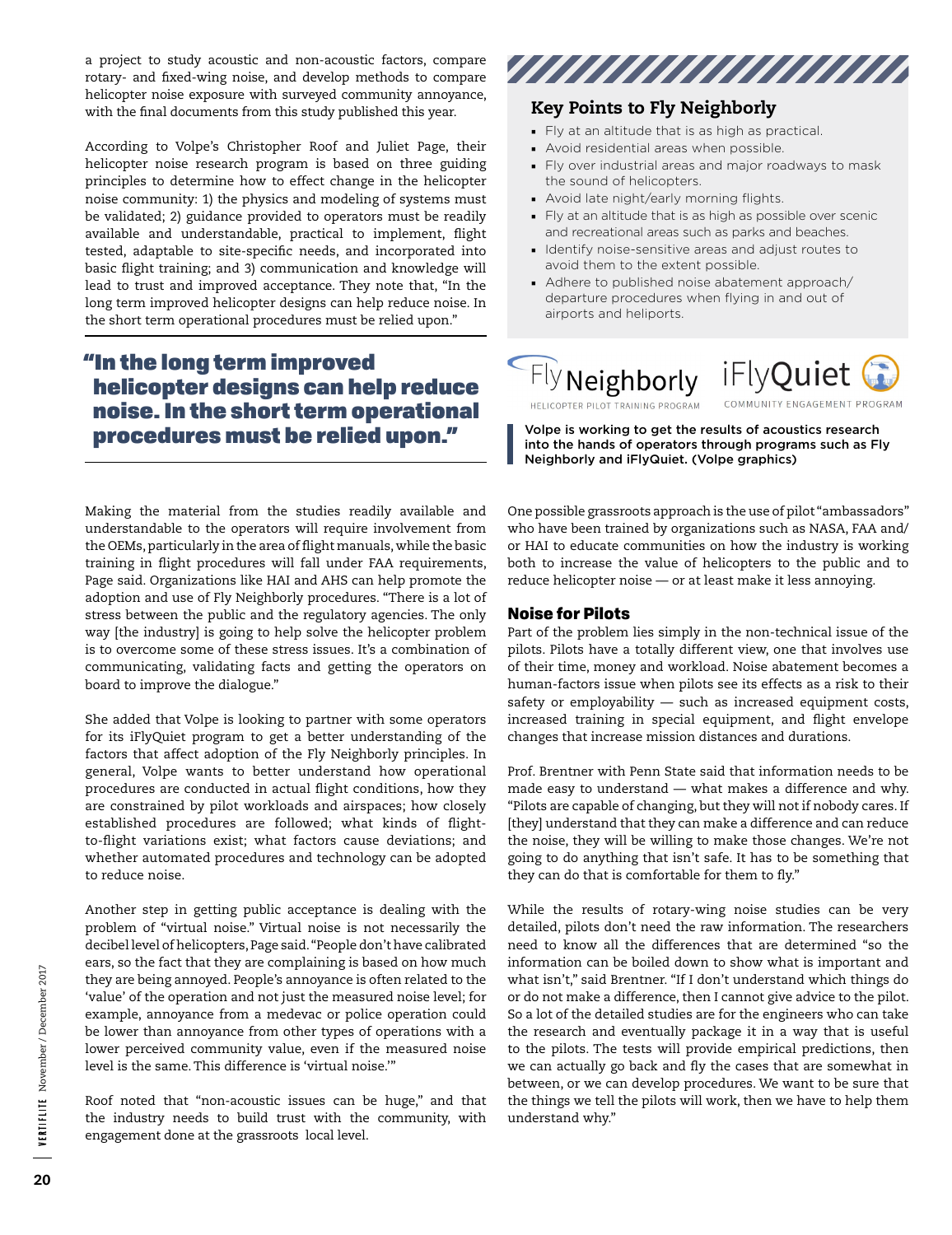a project to study acoustic and non-acoustic factors, compare rotary- and fixed-wing noise, and develop methods to compare helicopter noise exposure with surveyed community annoyance, with the final documents from this study published this year.

According to Volpe's Christopher Roof and Juliet Page, their helicopter noise research program is based on three guiding principles to determine how to effect change in the helicopter noise community: 1) the physics and modeling of systems must be validated; 2) guidance provided to operators must be readily available and understandable, practical to implement, flight tested, adaptable to site-specific needs, and incorporated into basic flight training; and 3) communication and knowledge will lead to trust and improved acceptance. They note that, "In the long term improved helicopter designs can help reduce noise. In the short term operational procedures must be relied upon."

> **"In the long term improved helicopter designs can help reduce noise. In the short term operational procedures must be relied upon."**

Making the material from the studies readily available and understandable to the operators will require involvement from the OEMs, particularly in the area of flight manuals, while the basic training in flight procedures will fall under FAA requirements, Page said. Organizations like HAI and AHS can help promote the adoption and use of Fly Neighborly procedures. "There is a lot of stress between the public and the regulatory agencies. The only way [the industry] is going to help solve the helicopter problem is to overcome some of these stress issues. It's a combination of communicating, validating facts and getting the operators on board to improve the dialogue."

She added that Volpe is looking to partner with some operators for its iFlyQuiet program to get a better understanding of the factors that affect adoption of the Fly Neighborly principles. In general, Volpe wants to better understand how operational procedures are conducted in actual flight conditions, how they are constrained by pilot workloads and airspaces; how closely established procedures are followed; what kinds of flight-to-flight variations exist; what factors cause deviations; and whether automated procedures and technology can be adopted to reduce noise.

Another step in getting public acceptance is dealing with the problem of "virtual noise." Virtual noise is not necessarily the decibel level of helicopters, Page said. "People don't have calibrated ears, so the fact that they are complaining is based on how much they are being annoyed. People's annoyance is often related to the 'value' of the operation and not just the measured noise level; for example, annoyance from a medevac or police operation could be lower than annoyance from other types of operations with a lower perceived community value, even if the measured noise level is the same. This difference is 'virtual noise.'"

Roof noted that "non-acoustic issues can be huge," and that the industry needs to build trust with the community, with engagement done at the grassroots local level.

### Key Points to Fly Neighborly

- Fly at an altitude that is as high as practical.
- Avoid residential areas when possible.
- Fly over industrial areas and major roadways to mask the sound of helicopters.
- Avoid late night/early morning flights.
- Fly at an altitude that is as high as possible over scenic and recreational areas such as parks and beaches.
- Identify noise-sensitive areas and adjust routes to avoid them to the extent possible.
- Adhere to published noise abatement approach/departure procedures when flying in and out of airports and heliports.

Fly Neighborly — HELICOPTER PILOT TRAINING PROGRAM | iFlyQuiet — COMMUNITY ENGAGEMENT PROGRAM

Volpe is working to get the results of acoustics research into the hands of operators through programs such as Fly Neighborly and iFlyQuiet. (Volpe graphics)

One possible grassroots approach is the use of pilot "ambassadors" who have been trained by organizations such as NASA, FAA and/or HAI to educate communities on how the industry is working both to increase the value of helicopters to the public and to reduce helicopter noise — or at least make it less annoying.

### Noise for Pilots

Part of the problem lies simply in the non-technical issue of the pilots. Pilots have a totally different view, one that involves use of their time, money and workload. Noise abatement becomes a human-factors issue when pilots see its effects as a risk to their safety or employability — such as increased equipment costs, increased training in special equipment, and flight envelope changes that increase mission distances and durations.

Prof. Brentner with Penn State said that information needs to be made easy to understand — what makes a difference and why. "Pilots are capable of changing, but they will not if nobody cares. If [they] understand that they can make a difference and can reduce the noise, they will be willing to make those changes. We're not going to do anything that isn't safe. It has to be something that they can do that is comfortable for them to fly."

While the results of rotary-wing noise studies can be very detailed, pilots don't need the raw information. The researchers need to know all the differences that are determined "so the information can be boiled down to show what is important and what isn't," said Brentner. "If I don't understand which things do or do not make a difference, then I cannot give advice to the pilot. So a lot of the detailed studies are for the engineers who can take the research and eventually package it in a way that is useful to the pilots. The tests will provide empirical predictions, then we can actually go back and fly the cases that are somewhat in between, or we can develop procedures. We want to be sure that the things we tell the pilots will work, then we have to help them understand why."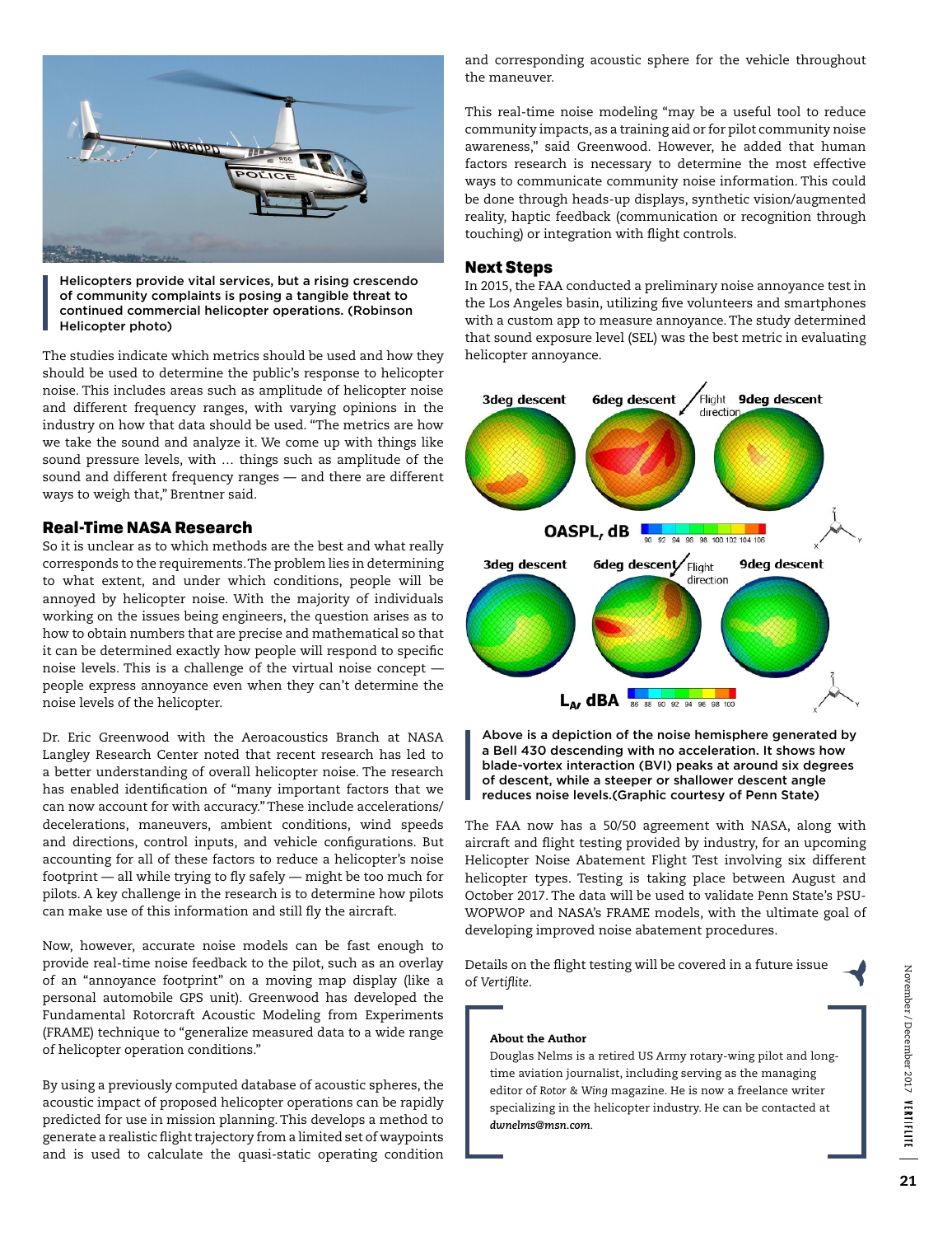Helicopters provide vital services, but a rising crescendo of community complaints is posing a tangible threat to continued commercial helicopter operations. (Robinson Helicopter photo)

The studies indicate which metrics should be used and how they should be used to determine the public's response to helicopter noise. This includes areas such as amplitude of helicopter noise and different frequency ranges, with varying opinions in the industry on how that data should be used. "The metrics are how we take the sound and analyze it. We come up with things like sound pressure levels, with … things such as amplitude of the sound and different frequency ranges — and there are different ways to weigh that," Brentner said.

## Real-Time NASA Research

So it is unclear as to which methods are the best and what really corresponds to the requirements. The problem lies in determining to what extent, and under which conditions, people will be annoyed by helicopter noise. With the majority of individuals working on the issues being engineers, the question arises as to how to obtain numbers that are precise and mathematical so that it can be determined exactly how people will respond to specific noise levels. This is a challenge of the virtual noise concept — people express annoyance even when they can't determine the noise levels of the helicopter.

Dr. Eric Greenwood with the Aeroacoustics Branch at NASA Langley Research Center noted that recent research has led to a better understanding of overall helicopter noise. The research has enabled identification of "many important factors that we can now account for with accuracy." These include accelerations/decelerations, maneuvers, ambient conditions, wind speeds and directions, control inputs, and vehicle configurations. But accounting for all of these factors to reduce a helicopter's noise footprint — all while trying to fly safely — might be too much for pilots. A key challenge in the research is to determine how pilots can make use of this information and still fly the aircraft.

Now, however, accurate noise models can be fast enough to provide real-time noise feedback to the pilot, such as an overlay of an "annoyance footprint" on a moving map display (like a personal automobile GPS unit). Greenwood has developed the Fundamental Rotorcraft Acoustic Modeling from Experiments (FRAME) technique to "generalize measured data to a wide range of helicopter operation conditions."

By using a previously computed database of acoustic spheres, the acoustic impact of proposed helicopter operations can be rapidly predicted for use in mission planning. This develops a method to generate a realistic flight trajectory from a limited set of waypoints and is used to calculate the quasi-static operating condition and corresponding acoustic sphere for the vehicle throughout the maneuver.

This real-time noise modeling "may be a useful tool to reduce community impacts, as a training aid or for pilot community noise awareness," said Greenwood. However, he added that human factors research is necessary to determine the most effective ways to communicate community noise information. This could be done through heads-up displays, synthetic vision/augmented reality, haptic feedback (communication or recognition through touching) or integration with flight controls.

## Next Steps

In 2015, the FAA conducted a preliminary noise annoyance test in the Los Angeles basin, utilizing five volunteers and smartphones with a custom app to measure annoyance. The study determined that sound exposure level (SEL) was the best metric in evaluating helicopter annoyance.

3deg descent
6deg descent
Flight direction
9deg descent
OASPL, dB
90 92 94 96 98 100 102 104 106

3deg descent
6deg descent
Flight direction
9deg descent
$L_A$, dBA
86 88 90 92 94 96 98 100

Above is a depiction of the noise hemisphere generated by a Bell 430 descending with no acceleration. It shows how blade-vortex interaction (BVI) peaks at around six degrees of descent, while a steeper or shallower descent angle reduces noise levels.(Graphic courtesy of Penn State)

The FAA now has a 50/50 agreement with NASA, along with aircraft and flight testing provided by industry, for an upcoming Helicopter Noise Abatement Flight Test involving six different helicopter types. Testing is taking place between August and October 2017. The data will be used to validate Penn State's PSU-WOPWOP and NASA's FRAME models, with the ultimate goal of developing improved noise abatement procedures.

Details on the flight testing will be covered in a future issue of *Vertiflite*.

**About the Author**

Douglas Nelms is a retired US Army rotary-wing pilot and long-time aviation journalist, including serving as the managing editor of *Rotor & Wing* magazine. He is now a freelance writer specializing in the helicopter industry. He can be contacted at *dwnelms@msn.com*.